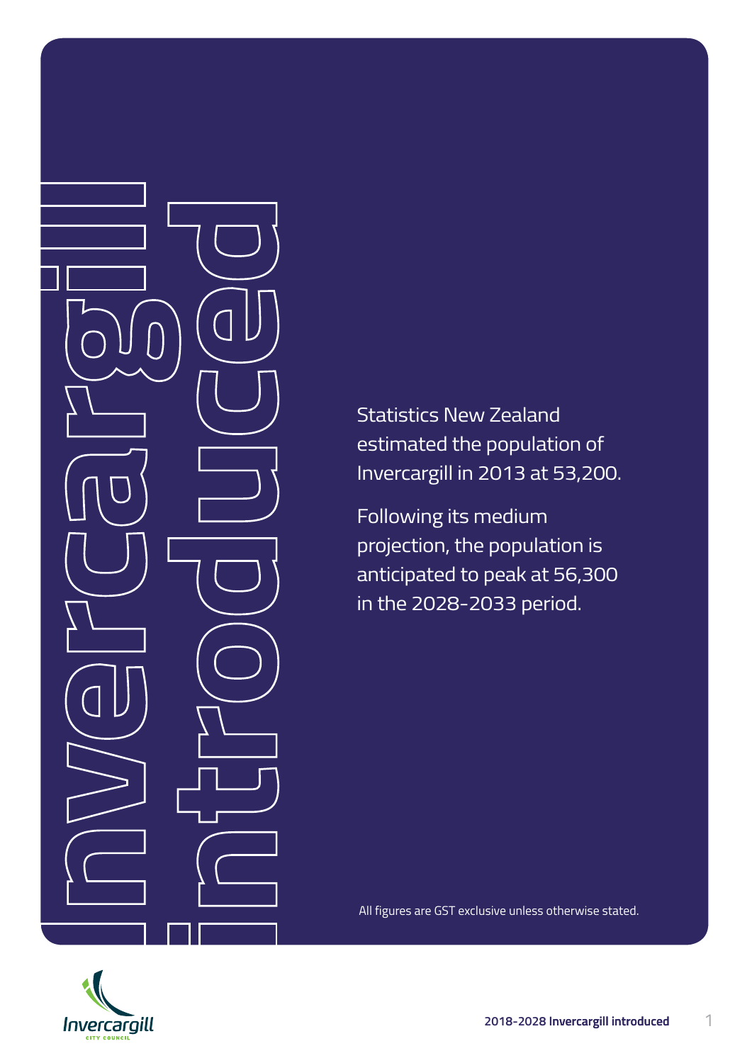# Invercargill introduced

Statistics New Zealand estimated the population of Invercargill in 2013 at 53,200.

Following its medium projection, the population is anticipated to peak at 56,300 in the 2028-2033 period.

All figures are GST exclusive unless otherwise stated.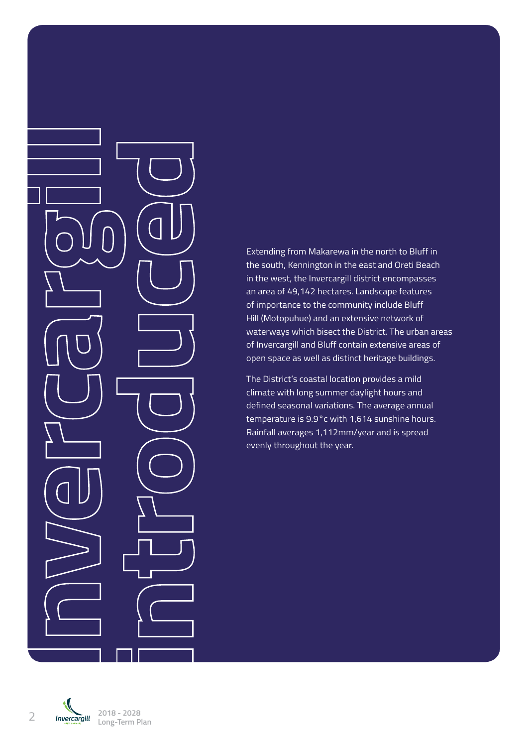# Invercargill introduced

Extending from Makarewa in the north to Bluff in the south, Kennington in the east and Oreti Beach in the west, the Invercargill district encompasses an area of 49,142 hectares. Landscape features of importance to the community include Bluff Hill (Motopuhue) and an extensive network of waterways which bisect the District. The urban areas of Invercargill and Bluff contain extensive areas of open space as well as distinct heritage buildings.

The District's coastal location provides a mild climate with long summer daylight hours and defined seasonal variations. The average annual temperature is 9.9°c with 1,614 sunshine hours. Rainfall averages 1,112mm/year and is spread evenly throughout the year.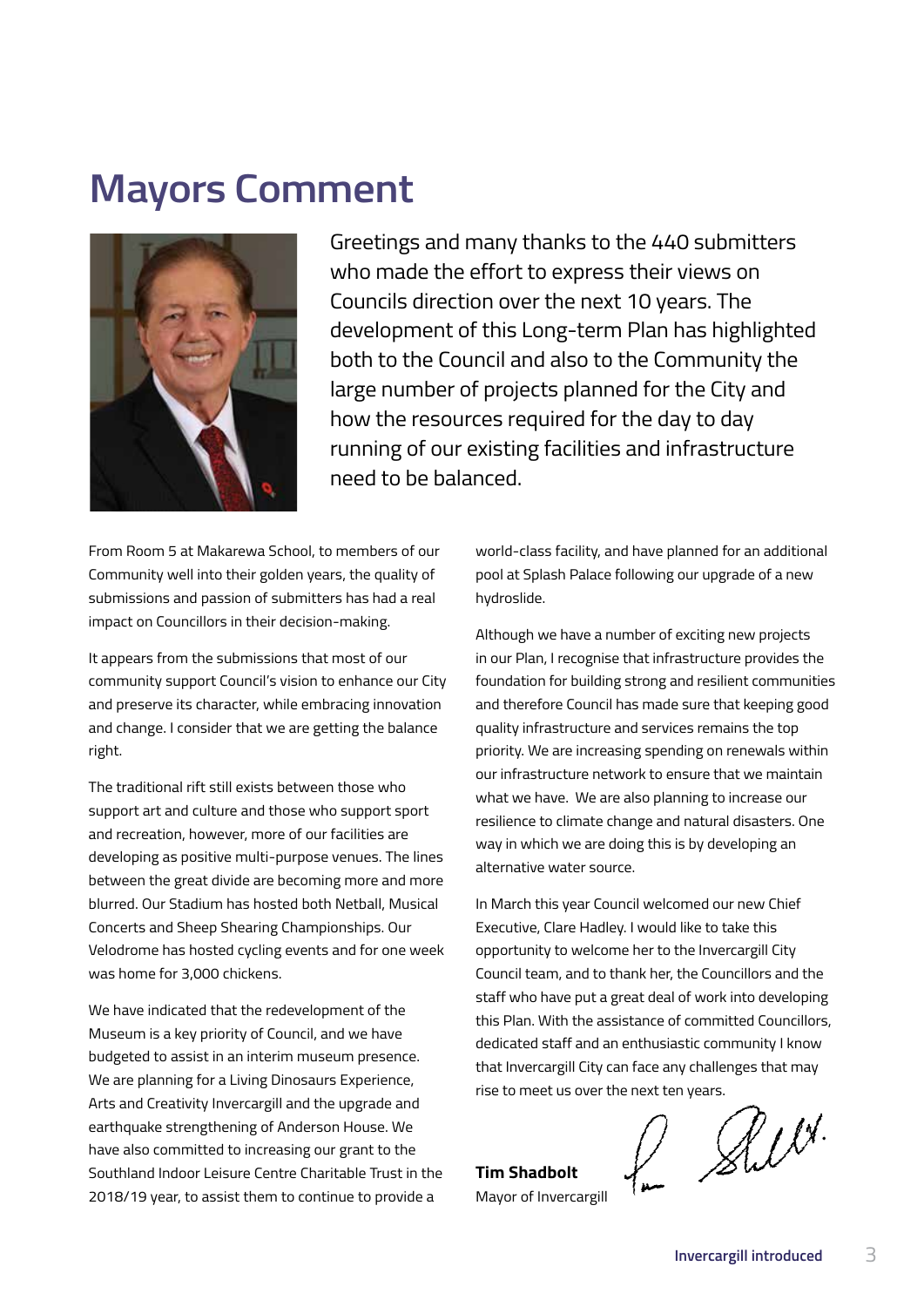# Mayors Comment

Greetings and many thanks to the 440 submitters who made the effort to express their views on Councils direction over the next 10 years. The development of this Long-term Plan has highlighted both to the Council and also to the Community the large number of projects planned for the City and how the resources required for the day to day running of our existing facilities and infrastructure need to be balanced.

From Room 5 at Makarewa School, to members of our Community well into their golden years, the quality of submissions and passion of submitters has had a real impact on Councillors in their decision-making.

It appears from the submissions that most of our community support Council's vision to enhance our City and preserve its character, while embracing innovation and change. I consider that we are getting the balance right.

The traditional rift still exists between those who support art and culture and those who support sport and recreation, however, more of our facilities are developing as positive multi-purpose venues. The lines between the great divide are becoming more and more blurred. Our Stadium has hosted both Netball, Musical Concerts and Sheep Shearing Championships. Our Velodrome has hosted cycling events and for one week was home for 3,000 chickens.

We have indicated that the redevelopment of the Museum is a key priority of Council, and we have budgeted to assist in an interim museum presence. We are planning for a Living Dinosaurs Experience, Arts and Creativity Invercargill and the upgrade and earthquake strengthening of Anderson House. We have also committed to increasing our grant to the Southland Indoor Leisure Centre Charitable Trust in the 2018/19 year, to assist them to continue to provide a world-class facility, and have planned for an additional pool at Splash Palace following our upgrade of a new hydroslide.

Although we have a number of exciting new projects in our Plan, I recognise that infrastructure provides the foundation for building strong and resilient communities and therefore Council has made sure that keeping good quality infrastructure and services remains the top priority. We are increasing spending on renewals within our infrastructure network to ensure that we maintain what we have. We are also planning to increase our resilience to climate change and natural disasters. One way in which we are doing this is by developing an alternative water source.

In March this year Council welcomed our new Chief Executive, Clare Hadley. I would like to take this opportunity to welcome her to the Invercargill City Council team, and to thank her, the Councillors and the staff who have put a great deal of work into developing this Plan. With the assistance of committed Councillors, dedicated staff and an enthusiastic community I know that Invercargill City can face any challenges that may rise to meet us over the next ten years.

**Tim Shadbolt**
Mayor of Invercargill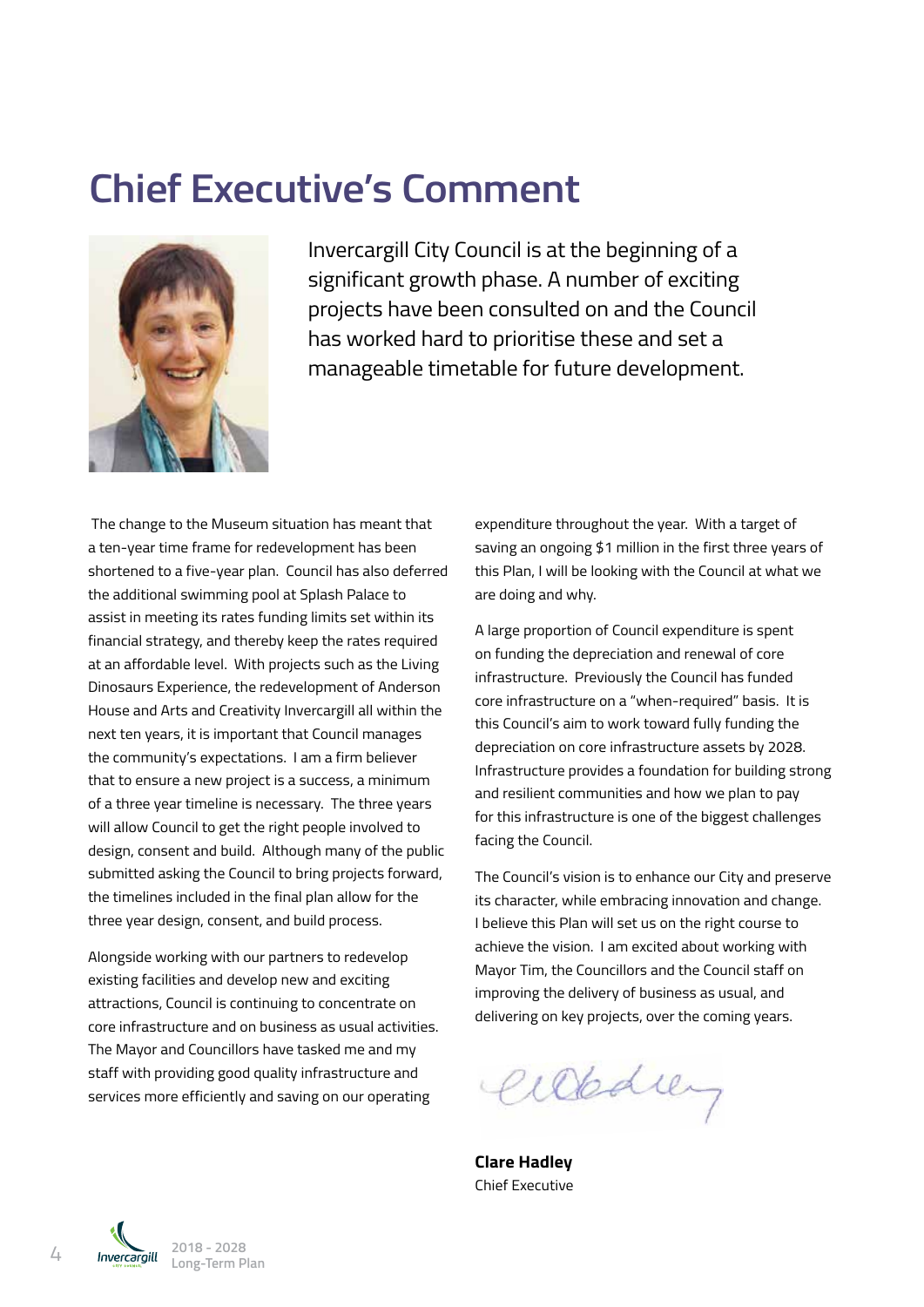# Chief Executive's Comment

Invercargill City Council is at the beginning of a significant growth phase. A number of exciting projects have been consulted on and the Council has worked hard to prioritise these and set a manageable timetable for future development.

The change to the Museum situation has meant that a ten-year time frame for redevelopment has been shortened to a five-year plan. Council has also deferred the additional swimming pool at Splash Palace to assist in meeting its rates funding limits set within its financial strategy, and thereby keep the rates required at an affordable level. With projects such as the Living Dinosaurs Experience, the redevelopment of Anderson House and Arts and Creativity Invercargill all within the next ten years, it is important that Council manages the community's expectations. I am a firm believer that to ensure a new project is a success, a minimum of a three year timeline is necessary. The three years will allow Council to get the right people involved to design, consent and build. Although many of the public submitted asking the Council to bring projects forward, the timelines included in the final plan allow for the three year design, consent, and build process.

Alongside working with our partners to redevelop existing facilities and develop new and exciting attractions, Council is continuing to concentrate on core infrastructure and on business as usual activities. The Mayor and Councillors have tasked me and my staff with providing good quality infrastructure and services more efficiently and saving on our operating expenditure throughout the year. With a target of saving an ongoing $1 million in the first three years of this Plan, I will be looking with the Council at what we are doing and why.

A large proportion of Council expenditure is spent on funding the depreciation and renewal of core infrastructure. Previously the Council has funded core infrastructure on a "when-required" basis. It is this Council's aim to work toward fully funding the depreciation on core infrastructure assets by 2028. Infrastructure provides a foundation for building strong and resilient communities and how we plan to pay for this infrastructure is one of the biggest challenges facing the Council.

The Council's vision is to enhance our City and preserve its character, while embracing innovation and change. I believe this Plan will set us on the right course to achieve the vision. I am excited about working with Mayor Tim, the Councillors and the Council staff on improving the delivery of business as usual, and delivering on key projects, over the coming years.

**Clare Hadley**
Chief Executive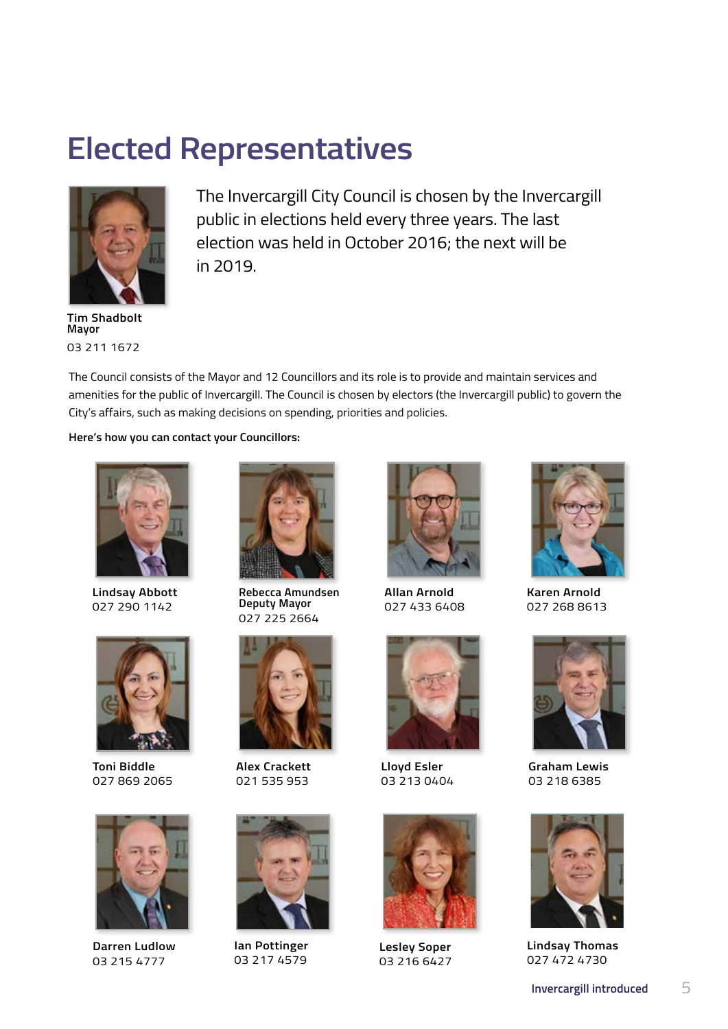# Elected Representatives

The Invercargill City Council is chosen by the Invercargill public in elections held every three years. The last election was held in October 2016; the next will be in 2019.

**Tim Shadbolt**
**Mayor**
03 211 1672

The Council consists of the Mayor and 12 Councillors and its role is to provide and maintain services and amenities for the public of Invercargill. The Council is chosen by electors (the Invercargill public) to govern the City's affairs, such as making decisions on spending, priorities and policies.

**Here's how you can contact your Councillors:**

**Lindsay Abbott**
027 290 1142

**Rebecca Amundsen**
**Deputy Mayor**
027 225 2664

**Allan Arnold**
027 433 6408

**Karen Arnold**
027 268 8613

**Toni Biddle**
027 869 2065

**Alex Crackett**
021 535 953

**Lloyd Esler**
03 213 0404

**Graham Lewis**
03 218 6385

**Darren Ludlow**
03 215 4777

**Ian Pottinger**
03 217 4579

**Lesley Soper**
03 216 6427

**Lindsay Thomas**
027 472 4730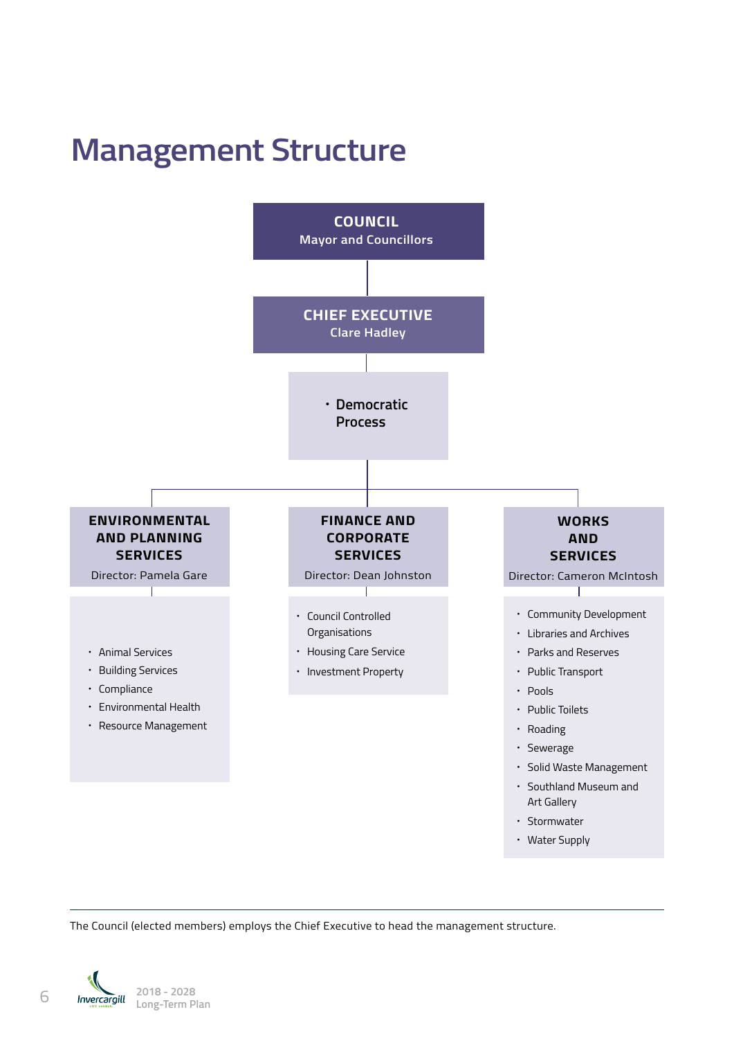# Management Structure

**COUNCIL**
Mayor and Councillors

**CHIEF EXECUTIVE**
Clare Hadley

- Democratic Process

**ENVIRONMENTAL AND PLANNING SERVICES**
Director: Pamela Gare

- Animal Services
- Building Services
- Compliance
- Environmental Health
- Resource Management

**FINANCE AND CORPORATE SERVICES**
Director: Dean Johnston

- Council Controlled Organisations
- Housing Care Service
- Investment Property

**WORKS AND SERVICES**
Director: Cameron McIntosh

- Community Development
- Libraries and Archives
- Parks and Reserves
- Public Transport
- Pools
- Public Toilets
- Roading
- Sewerage
- Solid Waste Management
- Southland Museum and Art Gallery
- Stormwater
- Water Supply

---

The Council (elected members) employs the Chief Executive to head the management structure.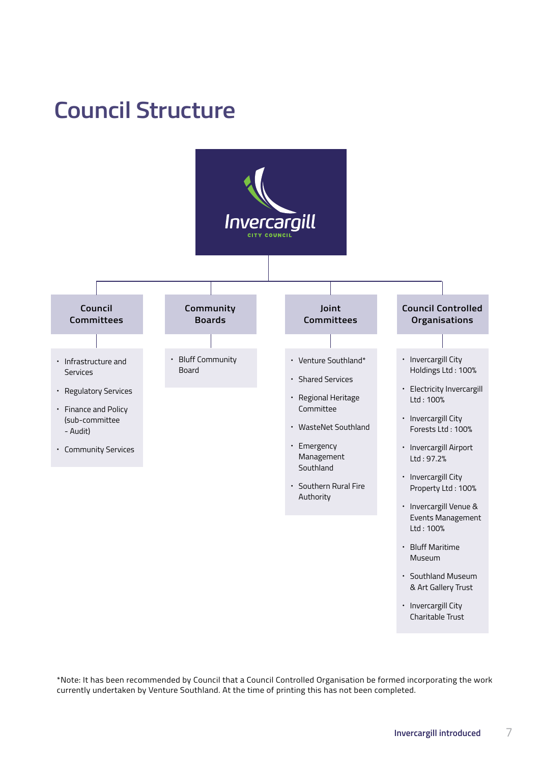# Council Structure

Invercargill CITY COUNCIL

## Council Committees

- Infrastructure and Services
- Regulatory Services
- Finance and Policy (sub-committee - Audit)
- Community Services

## Community Boards

- Bluff Community Board

## Joint Committees

- Venture Southland*
- Shared Services
- Regional Heritage Committee
- WasteNet Southland
- Emergency Management Southland
- Southern Rural Fire Authority

## Council Controlled Organisations

- Invercargill City Holdings Ltd : 100%
- Electricity Invercargill Ltd : 100%
- Invercargill City Forests Ltd : 100%
- Invercargill Airport Ltd : 97.2%
- Invercargill City Property Ltd : 100%
- Invercargill Venue & Events Management Ltd : 100%
- Bluff Maritime Museum
- Southland Museum & Art Gallery Trust
- Invercargill City Charitable Trust

*Note: It has been recommended by Council that a Council Controlled Organisation be formed incorporating the work currently undertaken by Venture Southland. At the time of printing this has not been completed.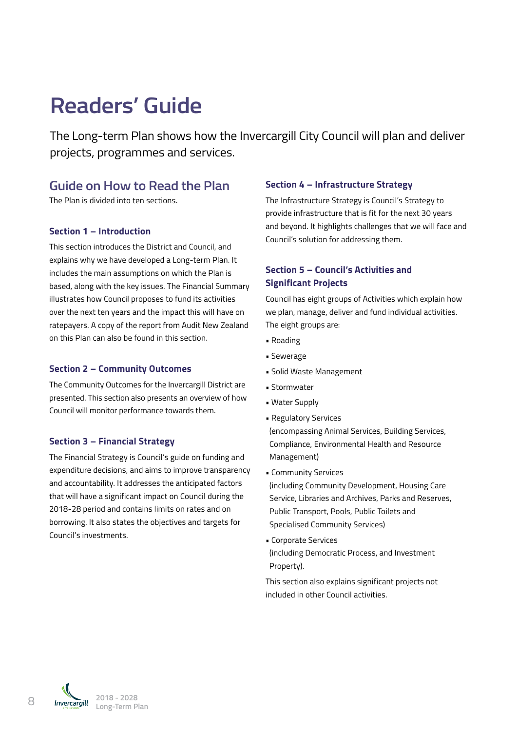# Readers' Guide

The Long-term Plan shows how the Invercargill City Council will plan and deliver projects, programmes and services.

## Guide on How to Read the Plan

The Plan is divided into ten sections.

### Section 1 – Introduction

This section introduces the District and Council, and explains why we have developed a Long-term Plan. It includes the main assumptions on which the Plan is based, along with the key issues. The Financial Summary illustrates how Council proposes to fund its activities over the next ten years and the impact this will have on ratepayers. A copy of the report from Audit New Zealand on this Plan can also be found in this section.

### Section 2 – Community Outcomes

The Community Outcomes for the Invercargill District are presented. This section also presents an overview of how Council will monitor performance towards them.

### Section 3 – Financial Strategy

The Financial Strategy is Council's guide on funding and expenditure decisions, and aims to improve transparency and accountability. It addresses the anticipated factors that will have a significant impact on Council during the 2018-28 period and contains limits on rates and on borrowing. It also states the objectives and targets for Council's investments.

### Section 4 – Infrastructure Strategy

The Infrastructure Strategy is Council's Strategy to provide infrastructure that is fit for the next 30 years and beyond. It highlights challenges that we will face and Council's solution for addressing them.

### Section 5 – Council's Activities and Significant Projects

Council has eight groups of Activities which explain how we plan, manage, deliver and fund individual activities. The eight groups are:

- Roading
- Sewerage
- Solid Waste Management
- Stormwater
- Water Supply
- Regulatory Services
  (encompassing Animal Services, Building Services, Compliance, Environmental Health and Resource Management)
- Community Services
  (including Community Development, Housing Care Service, Libraries and Archives, Parks and Reserves, Public Transport, Pools, Public Toilets and Specialised Community Services)
- Corporate Services
  (including Democratic Process, and Investment Property).

This section also explains significant projects not included in other Council activities.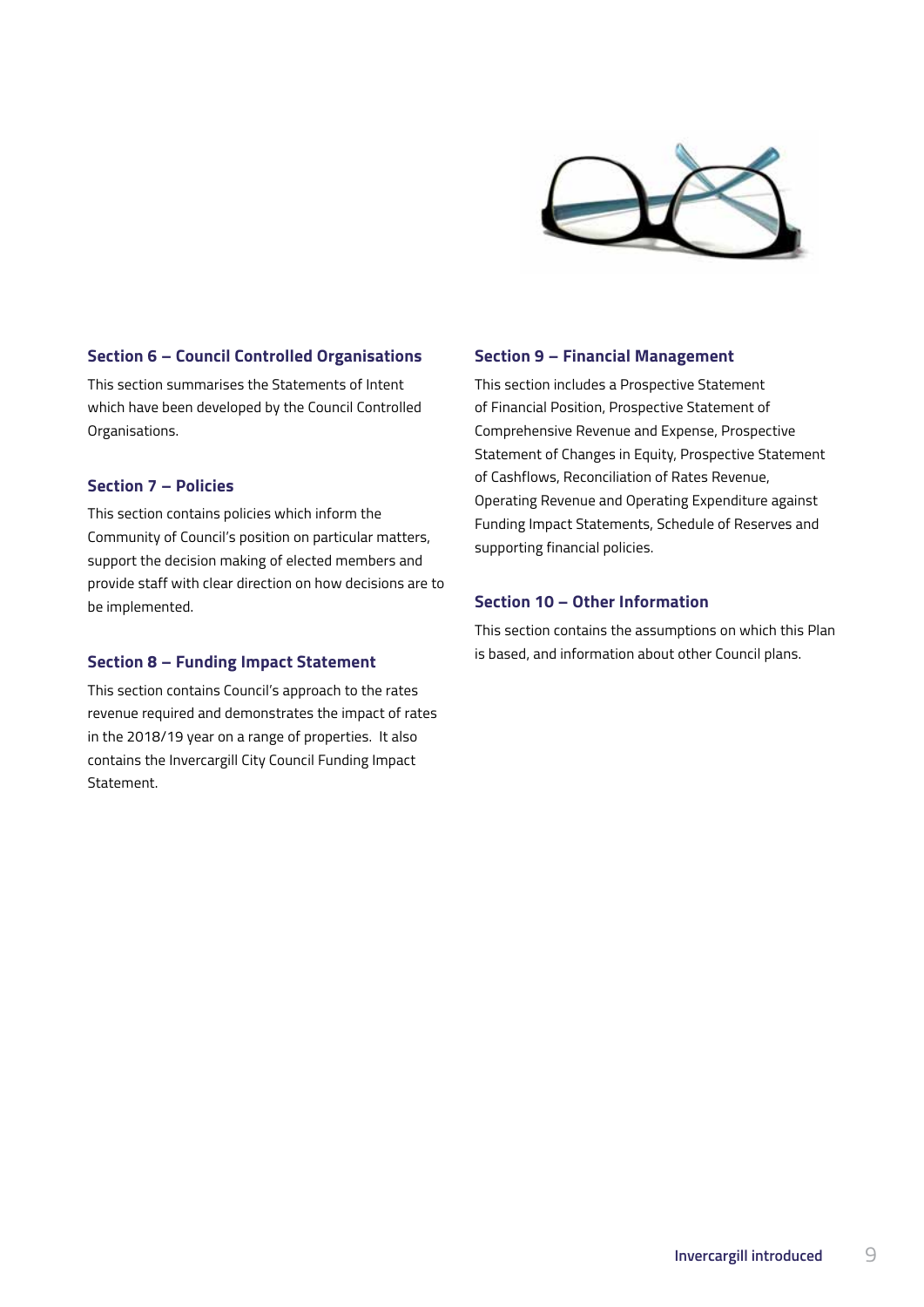## Section 6 – Council Controlled Organisations

This section summarises the Statements of Intent which have been developed by the Council Controlled Organisations.

## Section 7 – Policies

This section contains policies which inform the Community of Council's position on particular matters, support the decision making of elected members and provide staff with clear direction on how decisions are to be implemented.

## Section 8 – Funding Impact Statement

This section contains Council's approach to the rates revenue required and demonstrates the impact of rates in the 2018/19 year on a range of properties. It also contains the Invercargill City Council Funding Impact Statement.

## Section 9 – Financial Management

This section includes a Prospective Statement of Financial Position, Prospective Statement of Comprehensive Revenue and Expense, Prospective Statement of Changes in Equity, Prospective Statement of Cashflows, Reconciliation of Rates Revenue, Operating Revenue and Operating Expenditure against Funding Impact Statements, Schedule of Reserves and supporting financial policies.

## Section 10 – Other Information

This section contains the assumptions on which this Plan is based, and information about other Council plans.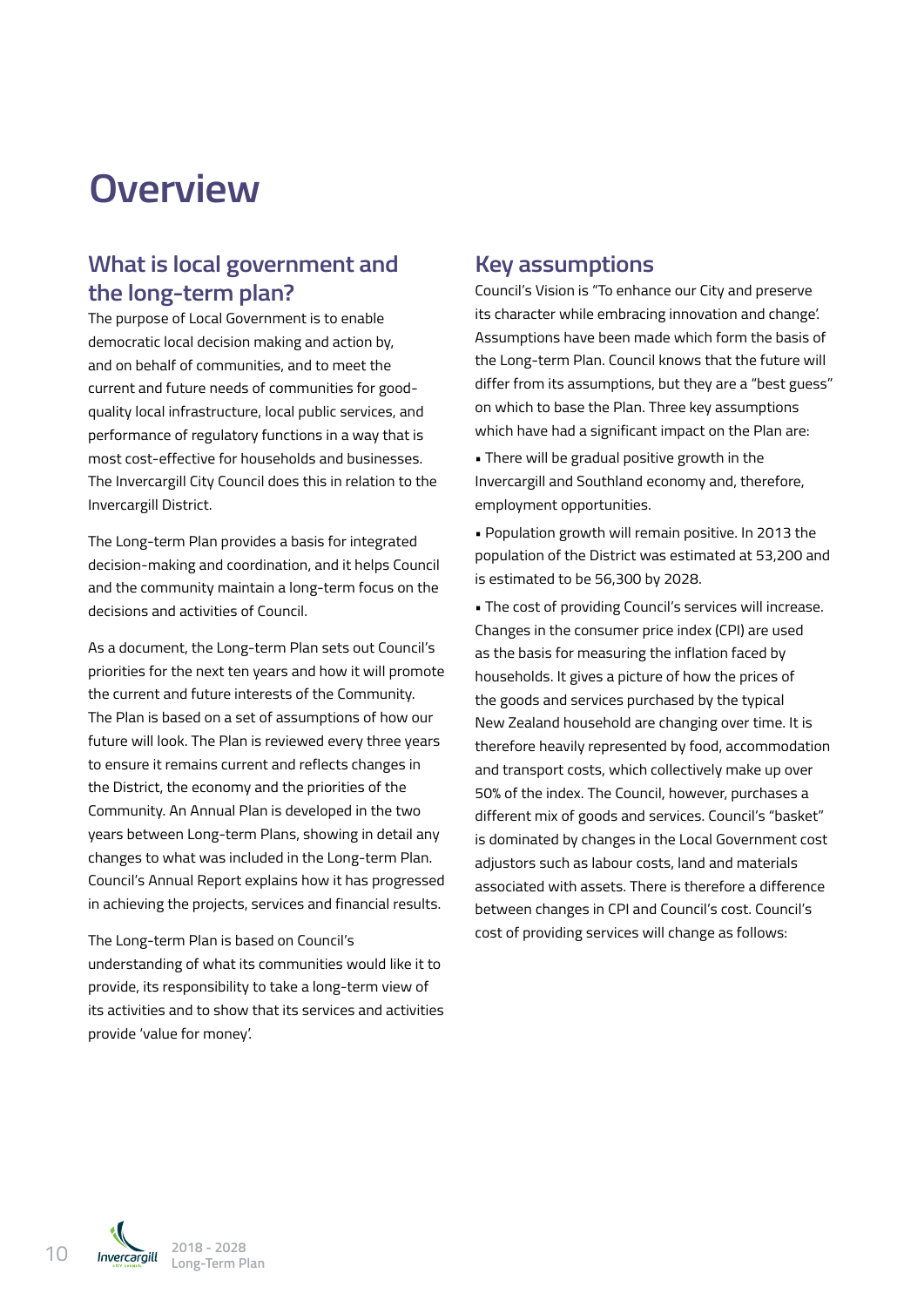# Overview

## What is local government and the long-term plan?

The purpose of Local Government is to enable democratic local decision making and action by, and on behalf of communities, and to meet the current and future needs of communities for good-quality local infrastructure, local public services, and performance of regulatory functions in a way that is most cost-effective for households and businesses. The Invercargill City Council does this in relation to the Invercargill District.

The Long-term Plan provides a basis for integrated decision-making and coordination, and it helps Council and the community maintain a long-term focus on the decisions and activities of Council.

As a document, the Long-term Plan sets out Council's priorities for the next ten years and how it will promote the current and future interests of the Community. The Plan is based on a set of assumptions of how our future will look. The Plan is reviewed every three years to ensure it remains current and reflects changes in the District, the economy and the priorities of the Community. An Annual Plan is developed in the two years between Long-term Plans, showing in detail any changes to what was included in the Long-term Plan. Council's Annual Report explains how it has progressed in achieving the projects, services and financial results.

The Long-term Plan is based on Council's understanding of what its communities would like it to provide, its responsibility to take a long-term view of its activities and to show that its services and activities provide 'value for money'.

## Key assumptions

Council's Vision is "To enhance our City and preserve its character while embracing innovation and change'. Assumptions have been made which form the basis of the Long-term Plan. Council knows that the future will differ from its assumptions, but they are a "best guess" on which to base the Plan. Three key assumptions which have had a significant impact on the Plan are:

- There will be gradual positive growth in the Invercargill and Southland economy and, therefore, employment opportunities.
- Population growth will remain positive. In 2013 the population of the District was estimated at 53,200 and is estimated to be 56,300 by 2028.
- The cost of providing Council's services will increase. Changes in the consumer price index (CPI) are used as the basis for measuring the inflation faced by households. It gives a picture of how the prices of the goods and services purchased by the typical New Zealand household are changing over time. It is therefore heavily represented by food, accommodation and transport costs, which collectively make up over 50% of the index. The Council, however, purchases a different mix of goods and services. Council's "basket" is dominated by changes in the Local Government cost adjustors such as labour costs, land and materials associated with assets. There is therefore a difference between changes in CPI and Council's cost. Council's cost of providing services will change as follows: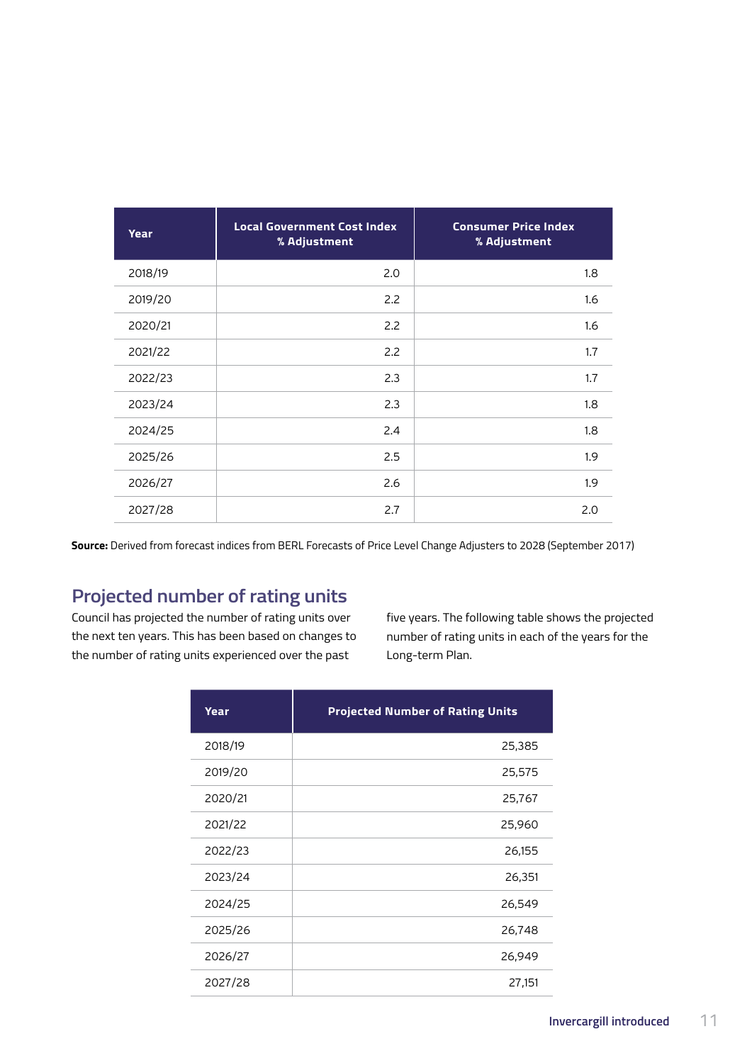| Year | Local Government Cost Index % Adjustment | Consumer Price Index % Adjustment |
|---|---|---|
| 2018/19 | 2.0 | 1.8 |
| 2019/20 | 2.2 | 1.6 |
| 2020/21 | 2.2 | 1.6 |
| 2021/22 | 2.2 | 1.7 |
| 2022/23 | 2.3 | 1.7 |
| 2023/24 | 2.3 | 1.8 |
| 2024/25 | 2.4 | 1.8 |
| 2025/26 | 2.5 | 1.9 |
| 2026/27 | 2.6 | 1.9 |
| 2027/28 | 2.7 | 2.0 |

**Source:** Derived from forecast indices from BERL Forecasts of Price Level Change Adjusters to 2028 (September 2017)

## Projected number of rating units

Council has projected the number of rating units over the next ten years. This has been based on changes to the number of rating units experienced over the past five years. The following table shows the projected number of rating units in each of the years for the Long-term Plan.

| Year | Projected Number of Rating Units |
|---|---|
| 2018/19 | 25,385 |
| 2019/20 | 25,575 |
| 2020/21 | 25,767 |
| 2021/22 | 25,960 |
| 2022/23 | 26,155 |
| 2023/24 | 26,351 |
| 2024/25 | 26,549 |
| 2025/26 | 26,748 |
| 2026/27 | 26,949 |
| 2027/28 | 27,151 |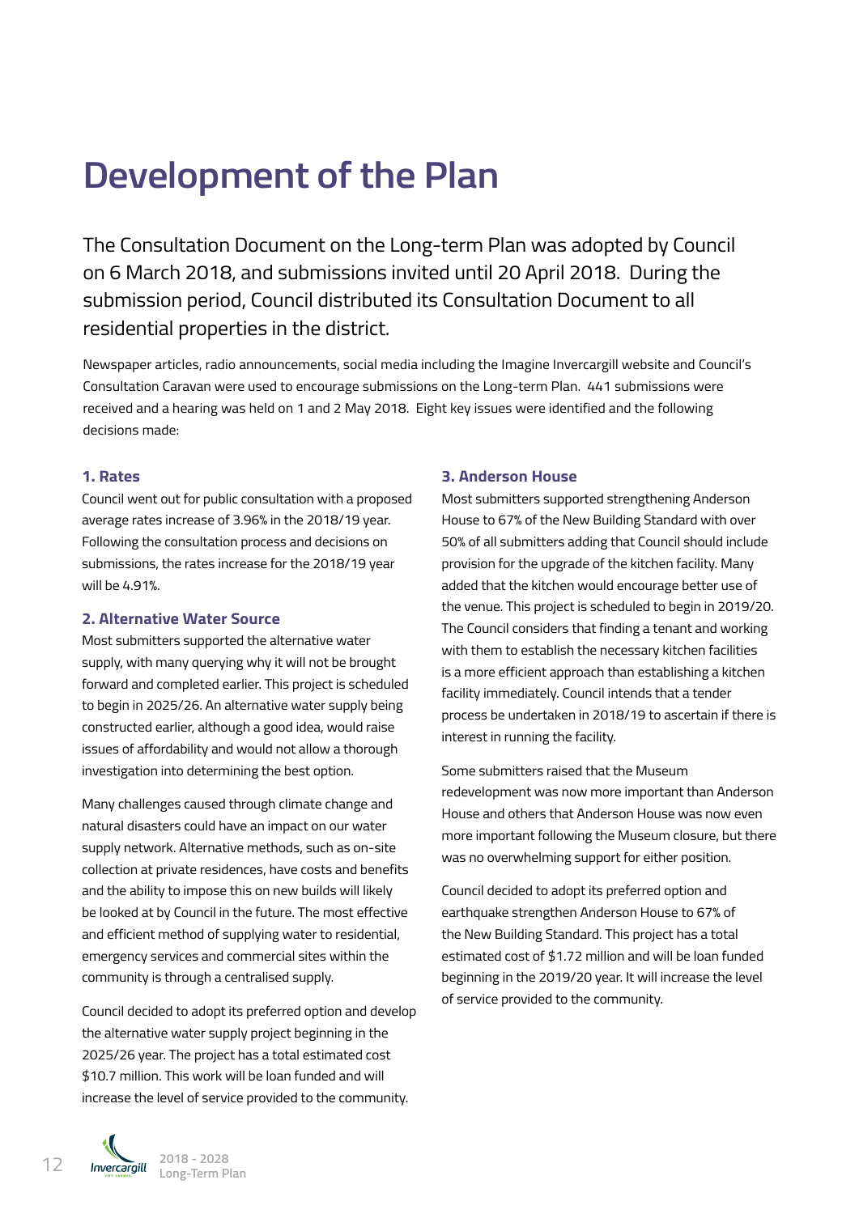# Development of the Plan

The Consultation Document on the Long-term Plan was adopted by Council on 6 March 2018, and submissions invited until 20 April 2018. During the submission period, Council distributed its Consultation Document to all residential properties in the district.

Newspaper articles, radio announcements, social media including the Imagine Invercargill website and Council's Consultation Caravan were used to encourage submissions on the Long-term Plan. 441 submissions were received and a hearing was held on 1 and 2 May 2018. Eight key issues were identified and the following decisions made:

### 1. Rates

Council went out for public consultation with a proposed average rates increase of 3.96% in the 2018/19 year. Following the consultation process and decisions on submissions, the rates increase for the 2018/19 year will be 4.91%.

### 2. Alternative Water Source

Most submitters supported the alternative water supply, with many querying why it will not be brought forward and completed earlier. This project is scheduled to begin in 2025/26. An alternative water supply being constructed earlier, although a good idea, would raise issues of affordability and would not allow a thorough investigation into determining the best option.

Many challenges caused through climate change and natural disasters could have an impact on our water supply network. Alternative methods, such as on-site collection at private residences, have costs and benefits and the ability to impose this on new builds will likely be looked at by Council in the future. The most effective and efficient method of supplying water to residential, emergency services and commercial sites within the community is through a centralised supply.

Council decided to adopt its preferred option and develop the alternative water supply project beginning in the 2025/26 year. The project has a total estimated cost $10.7 million. This work will be loan funded and will increase the level of service provided to the community.

### 3. Anderson House

Most submitters supported strengthening Anderson House to 67% of the New Building Standard with over 50% of all submitters adding that Council should include provision for the upgrade of the kitchen facility. Many added that the kitchen would encourage better use of the venue. This project is scheduled to begin in 2019/20. The Council considers that finding a tenant and working with them to establish the necessary kitchen facilities is a more efficient approach than establishing a kitchen facility immediately. Council intends that a tender process be undertaken in 2018/19 to ascertain if there is interest in running the facility.

Some submitters raised that the Museum redevelopment was now more important than Anderson House and others that Anderson House was now even more important following the Museum closure, but there was no overwhelming support for either position.

Council decided to adopt its preferred option and earthquake strengthen Anderson House to 67% of the New Building Standard. This project has a total estimated cost of $1.72 million and will be loan funded beginning in the 2019/20 year. It will increase the level of service provided to the community.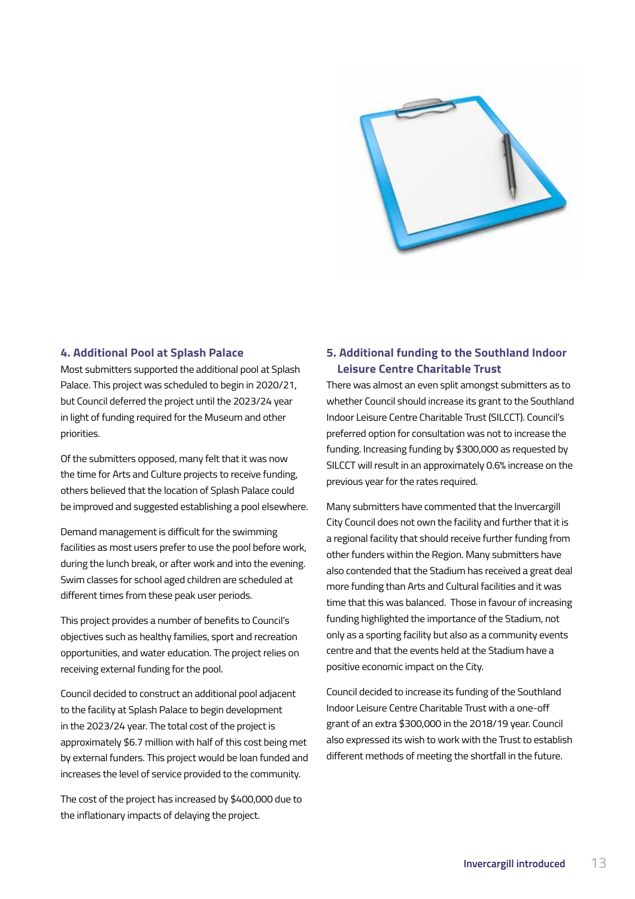### 4. Additional Pool at Splash Palace

Most submitters supported the additional pool at Splash Palace. This project was scheduled to begin in 2020/21, but Council deferred the project until the 2023/24 year in light of funding required for the Museum and other priorities.

Of the submitters opposed, many felt that it was now the time for Arts and Culture projects to receive funding, others believed that the location of Splash Palace could be improved and suggested establishing a pool elsewhere.

Demand management is difficult for the swimming facilities as most users prefer to use the pool before work, during the lunch break, or after work and into the evening. Swim classes for school aged children are scheduled at different times from these peak user periods.

This project provides a number of benefits to Council's objectives such as healthy families, sport and recreation opportunities, and water education. The project relies on receiving external funding for the pool.

Council decided to construct an additional pool adjacent to the facility at Splash Palace to begin development in the 2023/24 year. The total cost of the project is approximately $6.7 million with half of this cost being met by external funders. This project would be loan funded and increases the level of service provided to the community.

The cost of the project has increased by $400,000 due to the inflationary impacts of delaying the project.

### 5. Additional funding to the Southland Indoor Leisure Centre Charitable Trust

There was almost an even split amongst submitters as to whether Council should increase its grant to the Southland Indoor Leisure Centre Charitable Trust (SILCCT). Council's preferred option for consultation was not to increase the funding. Increasing funding by $300,000 as requested by SILCCT will result in an approximately 0.6% increase on the previous year for the rates required.

Many submitters have commented that the Invercargill City Council does not own the facility and further that it is a regional facility that should receive further funding from other funders within the Region. Many submitters have also contended that the Stadium has received a great deal more funding than Arts and Cultural facilities and it was time that this was balanced. Those in favour of increasing funding highlighted the importance of the Stadium, not only as a sporting facility but also as a community events centre and that the events held at the Stadium have a positive economic impact on the City.

Council decided to increase its funding of the Southland Indoor Leisure Centre Charitable Trust with a one-off grant of an extra $300,000 in the 2018/19 year. Council also expressed its wish to work with the Trust to establish different methods of meeting the shortfall in the future.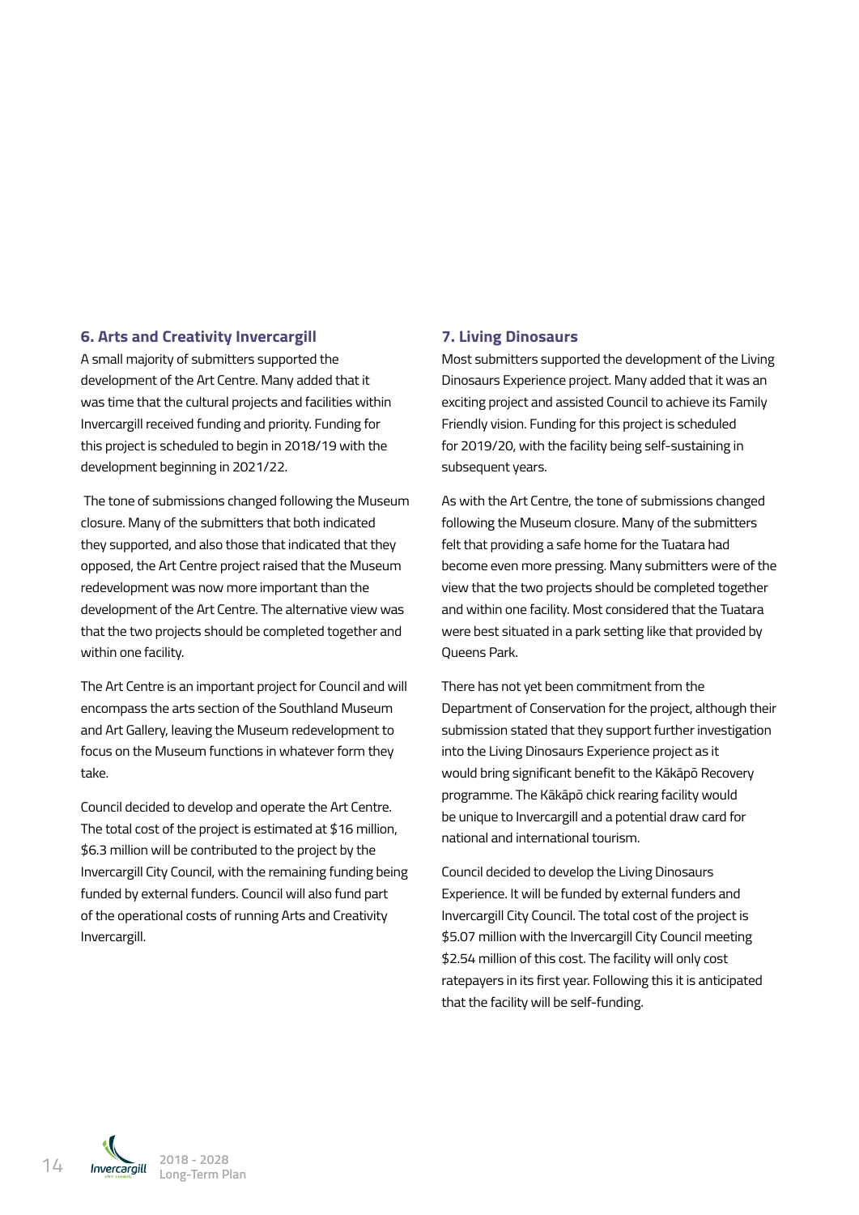### 6. Arts and Creativity Invercargill

A small majority of submitters supported the development of the Art Centre. Many added that it was time that the cultural projects and facilities within Invercargill received funding and priority. Funding for this project is scheduled to begin in 2018/19 with the development beginning in 2021/22.

The tone of submissions changed following the Museum closure. Many of the submitters that both indicated they supported, and also those that indicated that they opposed, the Art Centre project raised that the Museum redevelopment was now more important than the development of the Art Centre. The alternative view was that the two projects should be completed together and within one facility.

The Art Centre is an important project for Council and will encompass the arts section of the Southland Museum and Art Gallery, leaving the Museum redevelopment to focus on the Museum functions in whatever form they take.

Council decided to develop and operate the Art Centre. The total cost of the project is estimated at $16 million, $6.3 million will be contributed to the project by the Invercargill City Council, with the remaining funding being funded by external funders. Council will also fund part of the operational costs of running Arts and Creativity Invercargill.

### 7. Living Dinosaurs

Most submitters supported the development of the Living Dinosaurs Experience project. Many added that it was an exciting project and assisted Council to achieve its Family Friendly vision. Funding for this project is scheduled for 2019/20, with the facility being self-sustaining in subsequent years.

As with the Art Centre, the tone of submissions changed following the Museum closure. Many of the submitters felt that providing a safe home for the Tuatara had become even more pressing. Many submitters were of the view that the two projects should be completed together and within one facility. Most considered that the Tuatara were best situated in a park setting like that provided by Queens Park.

There has not yet been commitment from the Department of Conservation for the project, although their submission stated that they support further investigation into the Living Dinosaurs Experience project as it would bring significant benefit to the Kākāpō Recovery programme. The Kākāpō chick rearing facility would be unique to Invercargill and a potential draw card for national and international tourism.

Council decided to develop the Living Dinosaurs Experience. It will be funded by external funders and Invercargill City Council. The total cost of the project is $5.07 million with the Invercargill City Council meeting $2.54 million of this cost. The facility will only cost ratepayers in its first year. Following this it is anticipated that the facility will be self-funding.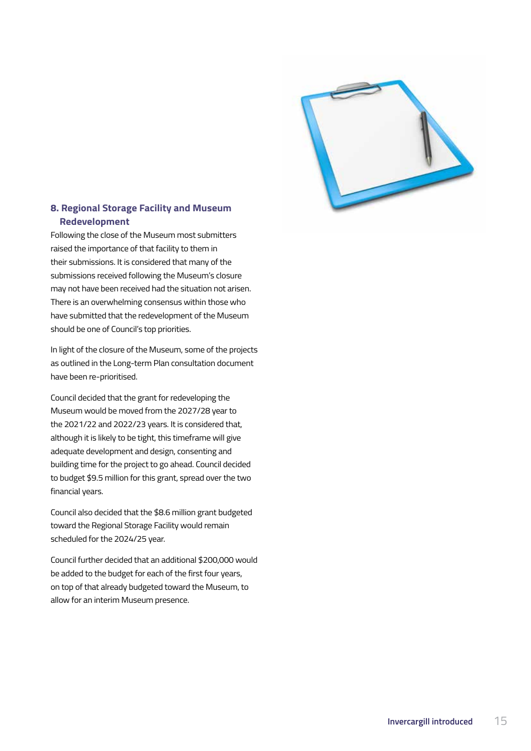### 8. Regional Storage Facility and Museum Redevelopment

Following the close of the Museum most submitters raised the importance of that facility to them in their submissions. It is considered that many of the submissions received following the Museum's closure may not have been received had the situation not arisen. There is an overwhelming consensus within those who have submitted that the redevelopment of the Museum should be one of Council's top priorities.

In light of the closure of the Museum, some of the projects as outlined in the Long-term Plan consultation document have been re-prioritised.

Council decided that the grant for redeveloping the Museum would be moved from the 2027/28 year to the 2021/22 and 2022/23 years. It is considered that, although it is likely to be tight, this timeframe will give adequate development and design, consenting and building time for the project to go ahead. Council decided to budget $9.5 million for this grant, spread over the two financial years.

Council also decided that the $8.6 million grant budgeted toward the Regional Storage Facility would remain scheduled for the 2024/25 year.

Council further decided that an additional $200,000 would be added to the budget for each of the first four years, on top of that already budgeted toward the Museum, to allow for an interim Museum presence.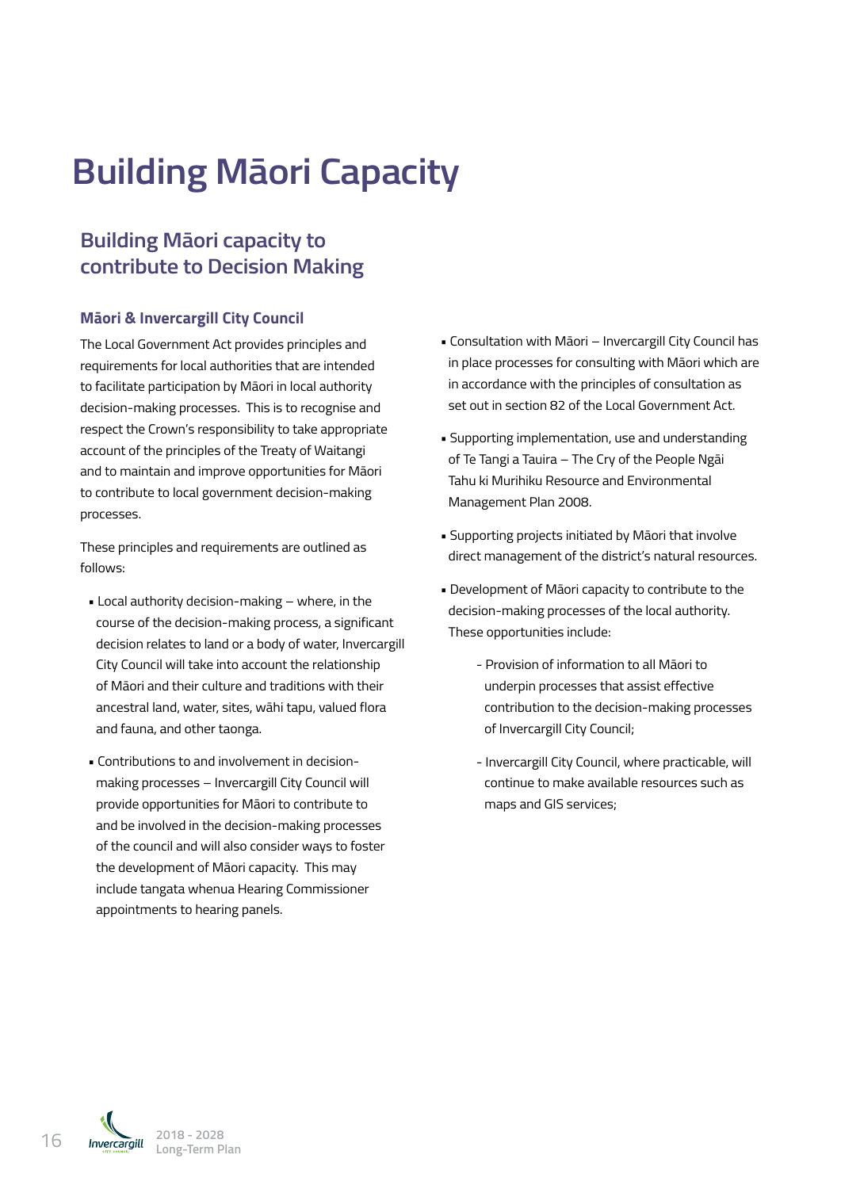# Building Māori Capacity

## Building Māori capacity to contribute to Decision Making

### Māori & Invercargill City Council

The Local Government Act provides principles and requirements for local authorities that are intended to facilitate participation by Māori in local authority decision-making processes. This is to recognise and respect the Crown's responsibility to take appropriate account of the principles of the Treaty of Waitangi and to maintain and improve opportunities for Māori to contribute to local government decision-making processes.

These principles and requirements are outlined as follows:

- Local authority decision-making – where, in the course of the decision-making process, a significant decision relates to land or a body of water, Invercargill City Council will take into account the relationship of Māori and their culture and traditions with their ancestral land, water, sites, wāhi tapu, valued flora and fauna, and other taonga.
- Contributions to and involvement in decision-making processes – Invercargill City Council will provide opportunities for Māori to contribute to and be involved in the decision-making processes of the council and will also consider ways to foster the development of Māori capacity. This may include tangata whenua Hearing Commissioner appointments to hearing panels.
- Consultation with Māori – Invercargill City Council has in place processes for consulting with Māori which are in accordance with the principles of consultation as set out in section 82 of the Local Government Act.
- Supporting implementation, use and understanding of Te Tangi a Tauira – The Cry of the People Ngāi Tahu ki Murihiku Resource and Environmental Management Plan 2008.
- Supporting projects initiated by Māori that involve direct management of the district's natural resources.
- Development of Māori capacity to contribute to the decision-making processes of the local authority. These opportunities include:
  - Provision of information to all Māori to underpin processes that assist effective contribution to the decision-making processes of Invercargill City Council;
  - Invercargill City Council, where practicable, will continue to make available resources such as maps and GIS services;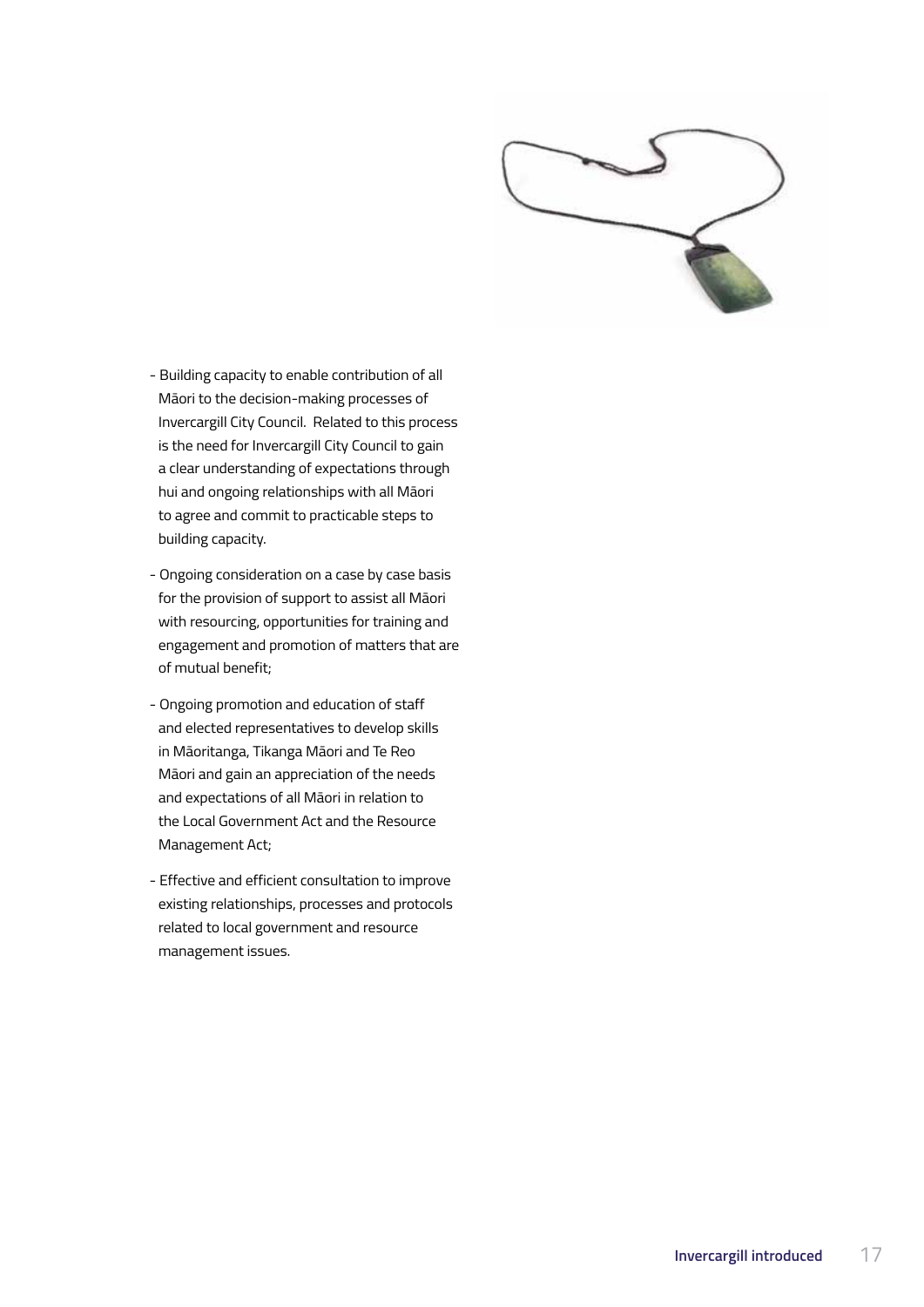- Building capacity to enable contribution of all Māori to the decision-making processes of Invercargill City Council. Related to this process is the need for Invercargill City Council to gain a clear understanding of expectations through hui and ongoing relationships with all Māori to agree and commit to practicable steps to building capacity.
- Ongoing consideration on a case by case basis for the provision of support to assist all Māori with resourcing, opportunities for training and engagement and promotion of matters that are of mutual benefit;
- Ongoing promotion and education of staff and elected representatives to develop skills in Māoritanga, Tikanga Māori and Te Reo Māori and gain an appreciation of the needs and expectations of all Māori in relation to the Local Government Act and the Resource Management Act;
- Effective and efficient consultation to improve existing relationships, processes and protocols related to local government and resource management issues.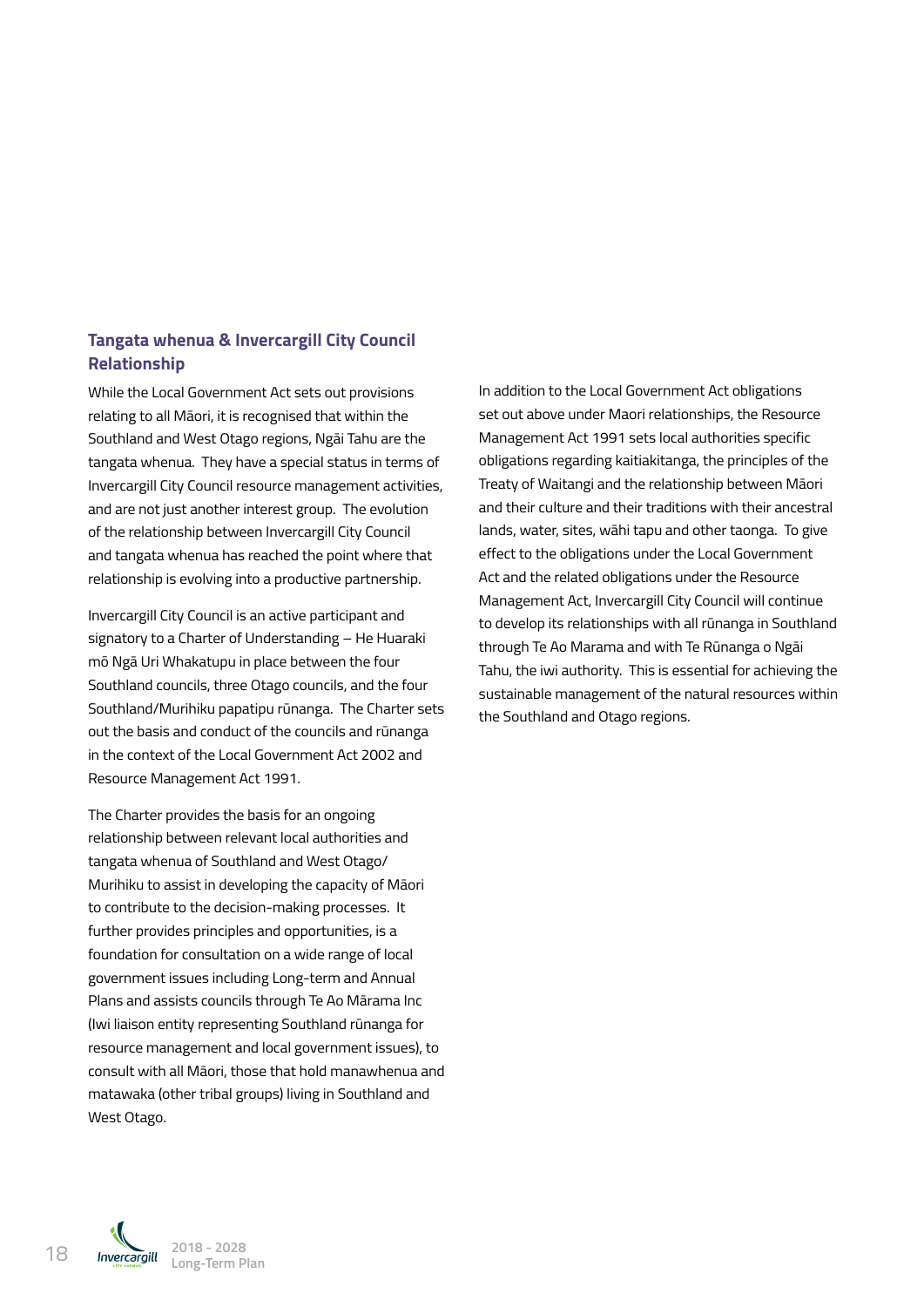## Tangata whenua & Invercargill City Council Relationship

While the Local Government Act sets out provisions relating to all Māori, it is recognised that within the Southland and West Otago regions, Ngāi Tahu are the tangata whenua. They have a special status in terms of Invercargill City Council resource management activities, and are not just another interest group. The evolution of the relationship between Invercargill City Council and tangata whenua has reached the point where that relationship is evolving into a productive partnership.

Invercargill City Council is an active participant and signatory to a Charter of Understanding – He Huaraki mō Ngā Uri Whakatupu in place between the four Southland councils, three Otago councils, and the four Southland/Murihiku papatipu rūnanga. The Charter sets out the basis and conduct of the councils and rūnanga in the context of the Local Government Act 2002 and Resource Management Act 1991.

The Charter provides the basis for an ongoing relationship between relevant local authorities and tangata whenua of Southland and West Otago/ Murihiku to assist in developing the capacity of Māori to contribute to the decision-making processes. It further provides principles and opportunities, is a foundation for consultation on a wide range of local government issues including Long-term and Annual Plans and assists councils through Te Ao Mārama Inc (Iwi liaison entity representing Southland rūnanga for resource management and local government issues), to consult with all Māori, those that hold manawhenua and matawaka (other tribal groups) living in Southland and West Otago.

In addition to the Local Government Act obligations set out above under Maori relationships, the Resource Management Act 1991 sets local authorities specific obligations regarding kaitiakitanga, the principles of the Treaty of Waitangi and the relationship between Māori and their culture and their traditions with their ancestral lands, water, sites, wāhi tapu and other taonga. To give effect to the obligations under the Local Government Act and the related obligations under the Resource Management Act, Invercargill City Council will continue to develop its relationships with all rūnanga in Southland through Te Ao Marama and with Te Rūnanga o Ngāi Tahu, the iwi authority. This is essential for achieving the sustainable management of the natural resources within the Southland and Otago regions.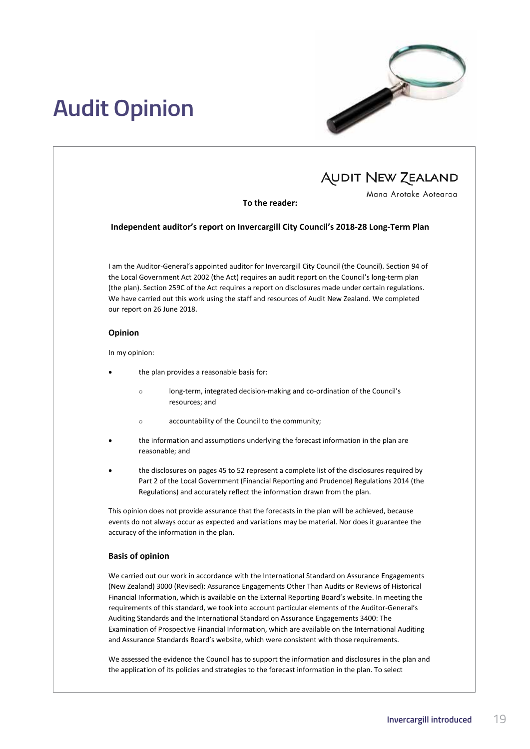# Audit Opinion

AUDIT NEW ZEALAND

Mana Arotake Aotearoa

**To the reader:**

**Independent auditor's report on Invercargill City Council's 2018-28 Long-Term Plan**

I am the Auditor-General's appointed auditor for Invercargill City Council (the Council). Section 94 of the Local Government Act 2002 (the Act) requires an audit report on the Council's long-term plan (the plan). Section 259C of the Act requires a report on disclosures made under certain regulations. We have carried out this work using the staff and resources of Audit New Zealand. We completed our report on 26 June 2018.

### Opinion

In my opinion:

- the plan provides a reasonable basis for:
  - long-term, integrated decision-making and co-ordination of the Council's resources; and
  - accountability of the Council to the community;
- the information and assumptions underlying the forecast information in the plan are reasonable; and
- the disclosures on pages 45 to 52 represent a complete list of the disclosures required by Part 2 of the Local Government (Financial Reporting and Prudence) Regulations 2014 (the Regulations) and accurately reflect the information drawn from the plan.

This opinion does not provide assurance that the forecasts in the plan will be achieved, because events do not always occur as expected and variations may be material. Nor does it guarantee the accuracy of the information in the plan.

### Basis of opinion

We carried out our work in accordance with the International Standard on Assurance Engagements (New Zealand) 3000 (Revised): Assurance Engagements Other Than Audits or Reviews of Historical Financial Information, which is available on the External Reporting Board's website. In meeting the requirements of this standard, we took into account particular elements of the Auditor-General's Auditing Standards and the International Standard on Assurance Engagements 3400: The Examination of Prospective Financial Information, which are available on the International Auditing and Assurance Standards Board's website, which were consistent with those requirements.

We assessed the evidence the Council has to support the information and disclosures in the plan and the application of its policies and strategies to the forecast information in the plan. To select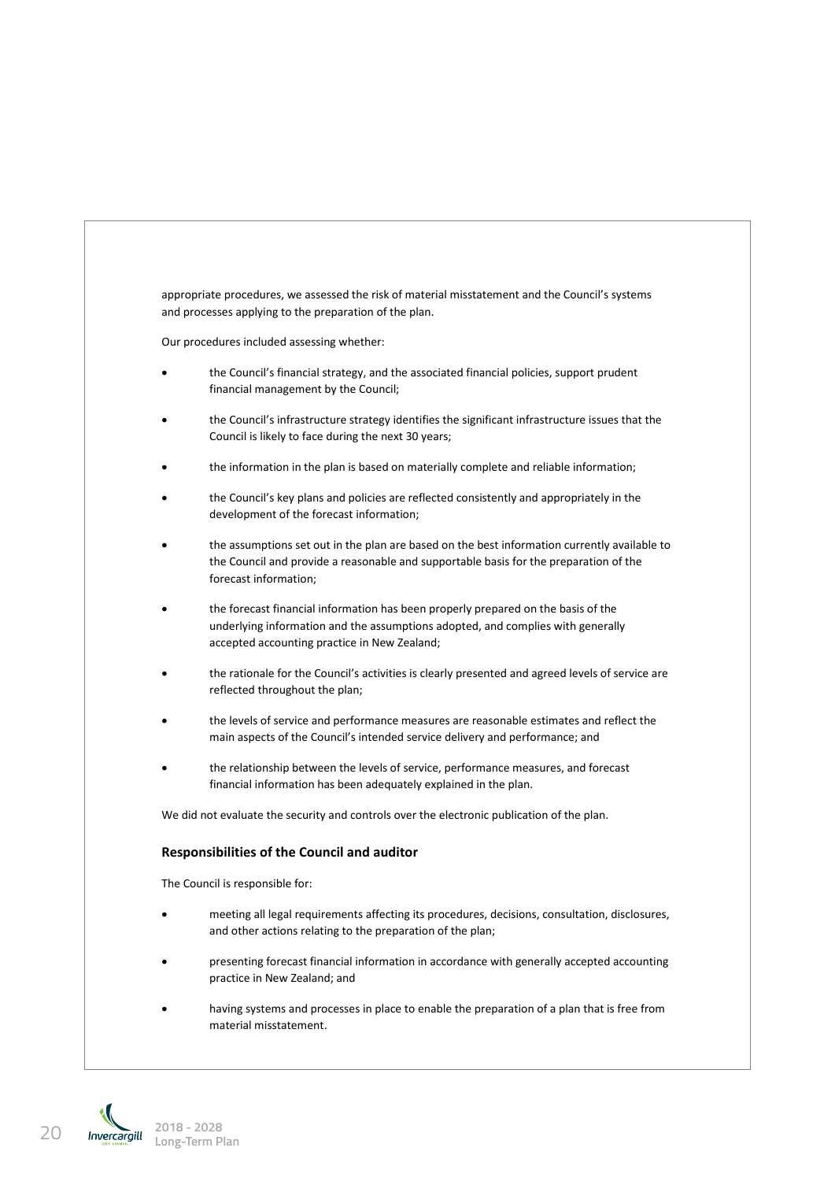appropriate procedures, we assessed the risk of material misstatement and the Council's systems and processes applying to the preparation of the plan.

Our procedures included assessing whether:

- the Council's financial strategy, and the associated financial policies, support prudent financial management by the Council;
- the Council's infrastructure strategy identifies the significant infrastructure issues that the Council is likely to face during the next 30 years;
- the information in the plan is based on materially complete and reliable information;
- the Council's key plans and policies are reflected consistently and appropriately in the development of the forecast information;
- the assumptions set out in the plan are based on the best information currently available to the Council and provide a reasonable and supportable basis for the preparation of the forecast information;
- the forecast financial information has been properly prepared on the basis of the underlying information and the assumptions adopted, and complies with generally accepted accounting practice in New Zealand;
- the rationale for the Council's activities is clearly presented and agreed levels of service are reflected throughout the plan;
- the levels of service and performance measures are reasonable estimates and reflect the main aspects of the Council's intended service delivery and performance; and
- the relationship between the levels of service, performance measures, and forecast financial information has been adequately explained in the plan.

We did not evaluate the security and controls over the electronic publication of the plan.

### Responsibilities of the Council and auditor

The Council is responsible for:

- meeting all legal requirements affecting its procedures, decisions, consultation, disclosures, and other actions relating to the preparation of the plan;
- presenting forecast financial information in accordance with generally accepted accounting practice in New Zealand; and
- having systems and processes in place to enable the preparation of a plan that is free from material misstatement.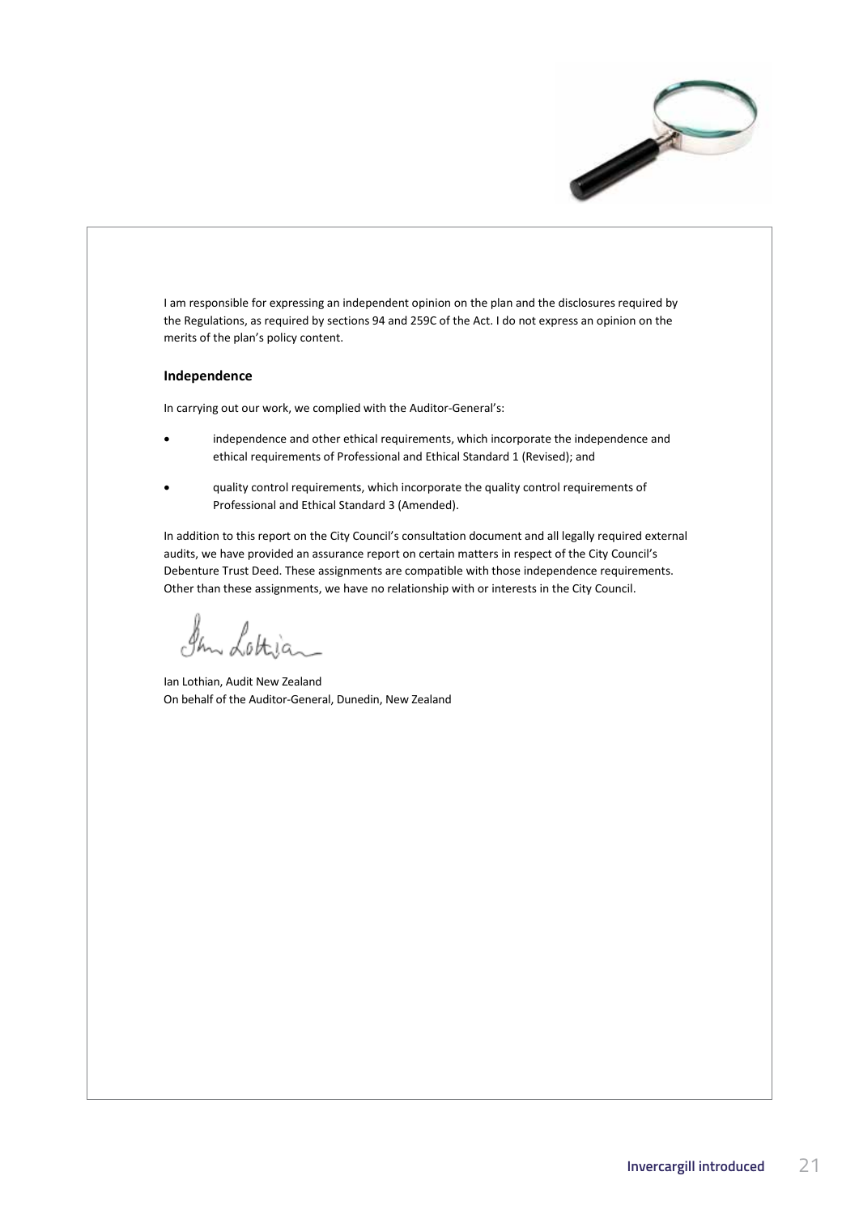I am responsible for expressing an independent opinion on the plan and the disclosures required by the Regulations, as required by sections 94 and 259C of the Act. I do not express an opinion on the merits of the plan's policy content.

### Independence

In carrying out our work, we complied with the Auditor-General's:

- independence and other ethical requirements, which incorporate the independence and ethical requirements of Professional and Ethical Standard 1 (Revised); and
- quality control requirements, which incorporate the quality control requirements of Professional and Ethical Standard 3 (Amended).

In addition to this report on the City Council's consultation document and all legally required external audits, we have provided an assurance report on certain matters in respect of the City Council's Debenture Trust Deed. These assignments are compatible with those independence requirements. Other than these assignments, we have no relationship with or interests in the City Council.

Ian Lothian, Audit New Zealand
On behalf of the Auditor-General, Dunedin, New Zealand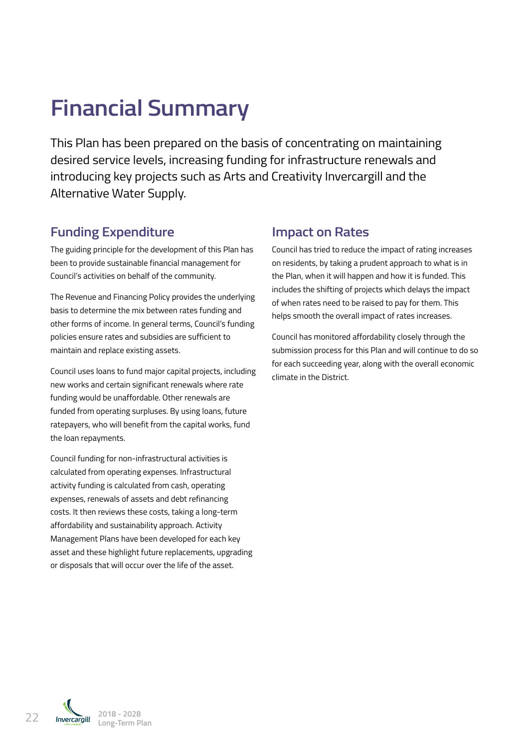# Financial Summary

This Plan has been prepared on the basis of concentrating on maintaining desired service levels, increasing funding for infrastructure renewals and introducing key projects such as Arts and Creativity Invercargill and the Alternative Water Supply.

## Funding Expenditure

The guiding principle for the development of this Plan has been to provide sustainable financial management for Council's activities on behalf of the community.

The Revenue and Financing Policy provides the underlying basis to determine the mix between rates funding and other forms of income. In general terms, Council's funding policies ensure rates and subsidies are sufficient to maintain and replace existing assets.

Council uses loans to fund major capital projects, including new works and certain significant renewals where rate funding would be unaffordable. Other renewals are funded from operating surpluses. By using loans, future ratepayers, who will benefit from the capital works, fund the loan repayments.

Council funding for non-infrastructural activities is calculated from operating expenses. Infrastructural activity funding is calculated from cash, operating expenses, renewals of assets and debt refinancing costs. It then reviews these costs, taking a long-term affordability and sustainability approach. Activity Management Plans have been developed for each key asset and these highlight future replacements, upgrading or disposals that will occur over the life of the asset.

## Impact on Rates

Council has tried to reduce the impact of rating increases on residents, by taking a prudent approach to what is in the Plan, when it will happen and how it is funded. This includes the shifting of projects which delays the impact of when rates need to be raised to pay for them. This helps smooth the overall impact of rates increases.

Council has monitored affordability closely through the submission process for this Plan and will continue to do so for each succeeding year, along with the overall economic climate in the District.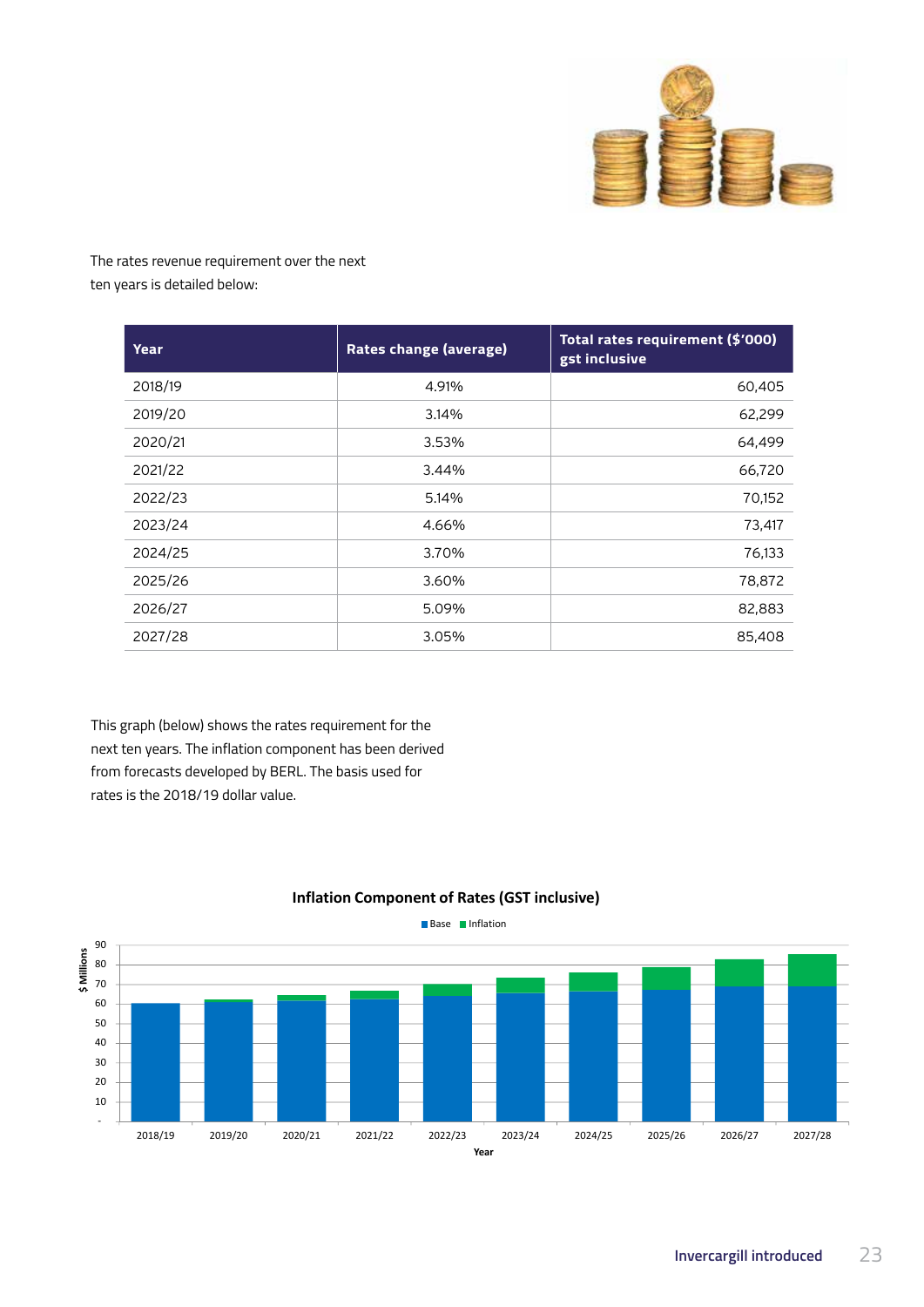The rates revenue requirement over the next ten years is detailed below:

| Year | Rates change (average) | Total rates requirement ($'000) gst inclusive |
|---|---|---|
| 2018/19 | 4.91% | 60,405 |
| 2019/20 | 3.14% | 62,299 |
| 2020/21 | 3.53% | 64,499 |
| 2021/22 | 3.44% | 66,720 |
| 2022/23 | 5.14% | 70,152 |
| 2023/24 | 4.66% | 73,417 |
| 2024/25 | 3.70% | 76,133 |
| 2025/26 | 3.60% | 78,872 |
| 2026/27 | 5.09% | 82,883 |
| 2027/28 | 3.05% | 85,408 |

This graph (below) shows the rates requirement for the next ten years. The inflation component has been derived from forecasts developed by BERL. The basis used for rates is the 2018/19 dollar value.

**Inflation Component of Rates (GST inclusive)**

Base / Inflation

$ Millions (- to 90); Year (2018/19 to 2027/28)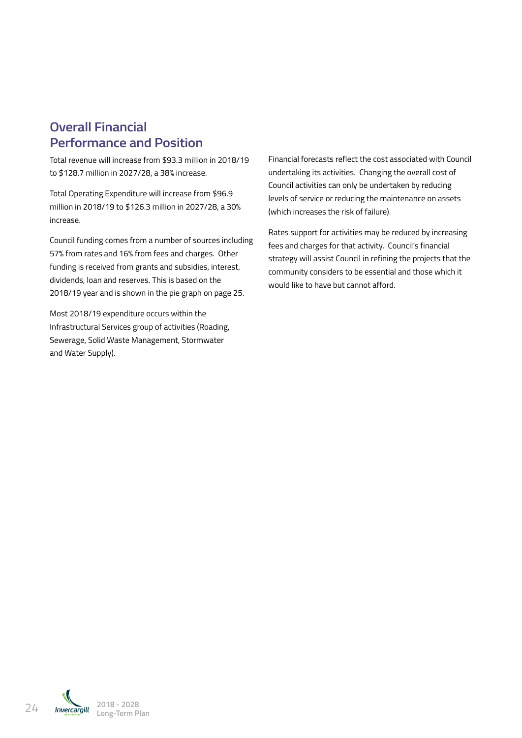## Overall Financial Performance and Position

Total revenue will increase from $93.3 million in 2018/19 to $128.7 million in 2027/28, a 38% increase.

Total Operating Expenditure will increase from $96.9 million in 2018/19 to $126.3 million in 2027/28, a 30% increase.

Council funding comes from a number of sources including 57% from rates and 16% from fees and charges. Other funding is received from grants and subsidies, interest, dividends, loan and reserves. This is based on the 2018/19 year and is shown in the pie graph on page 25.

Most 2018/19 expenditure occurs within the Infrastructural Services group of activities (Roading, Sewerage, Solid Waste Management, Stormwater and Water Supply).

Financial forecasts reflect the cost associated with Council undertaking its activities. Changing the overall cost of Council activities can only be undertaken by reducing levels of service or reducing the maintenance on assets (which increases the risk of failure).

Rates support for activities may be reduced by increasing fees and charges for that activity. Council's financial strategy will assist Council in refining the projects that the community considers to be essential and those which it would like to have but cannot afford.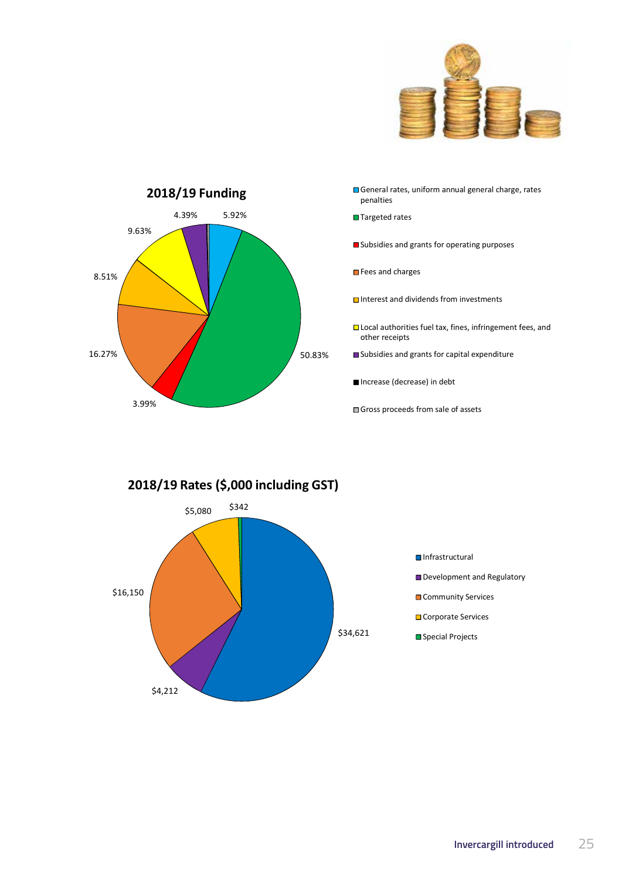## 2018/19 Funding

| Source | Percentage |
| --- | --- |
| General rates, uniform annual general charge, rates penalties | 5.92% |
| Targeted rates | 50.83% |
| Subsidies and grants for operating purposes | 3.99% |
| Fees and charges | 16.27% |
| Interest and dividends from investments | 8.51% |
| Local authorities fuel tax, fines, infringement fees, and other receipts | 9.63% |
| Subsidies and grants for capital expenditure | 4.39% |
| Increase (decrease) in debt | |
| Gross proceeds from sale of assets | |

## 2018/19 Rates ($,000 including GST)

| Activity | Rates |
| --- | --- |
| Infrastructural | $34,621 |
| Development and Regulatory | $4,212 |
| Community Services | $16,150 |
| Corporate Services | $5,080 |
| Special Projects | $342 |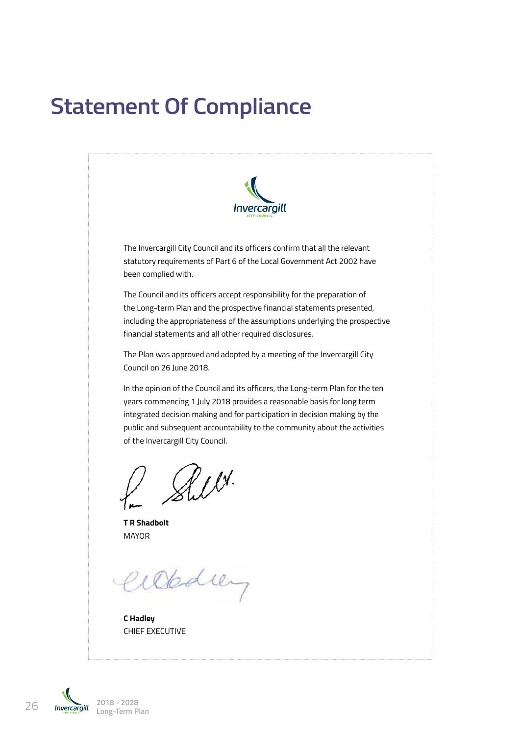# Statement Of Compliance

The Invercargill City Council and its officers confirm that all the relevant statutory requirements of Part 6 of the Local Government Act 2002 have been complied with.

The Council and its officers accept responsibility for the preparation of the Long-term Plan and the prospective financial statements presented, including the appropriateness of the assumptions underlying the prospective financial statements and all other required disclosures.

The Plan was approved and adopted by a meeting of the Invercargill City Council on 26 June 2018.

In the opinion of the Council and its officers, the Long-term Plan for the ten years commencing 1 July 2018 provides a reasonable basis for long term integrated decision making and for participation in decision making by the public and subsequent accountability to the community about the activities of the Invercargill City Council.

**T R Shadbolt**
MAYOR

**C Hadley**
CHIEF EXECUTIVE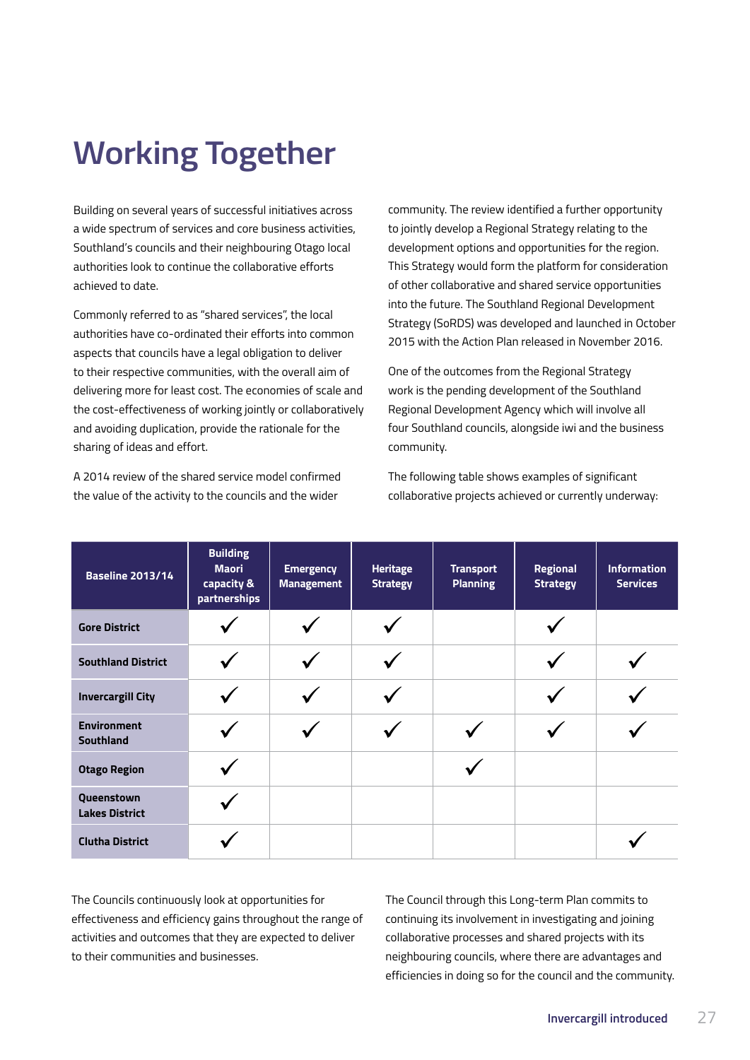# Working Together

Building on several years of successful initiatives across a wide spectrum of services and core business activities, Southland's councils and their neighbouring Otago local authorities look to continue the collaborative efforts achieved to date.

Commonly referred to as "shared services", the local authorities have co-ordinated their efforts into common aspects that councils have a legal obligation to deliver to their respective communities, with the overall aim of delivering more for least cost. The economies of scale and the cost-effectiveness of working jointly or collaboratively and avoiding duplication, provide the rationale for the sharing of ideas and effort.

A 2014 review of the shared service model confirmed the value of the activity to the councils and the wider community. The review identified a further opportunity to jointly develop a Regional Strategy relating to the development options and opportunities for the region. This Strategy would form the platform for consideration of other collaborative and shared service opportunities into the future. The Southland Regional Development Strategy (SoRDS) was developed and launched in October 2015 with the Action Plan released in November 2016.

One of the outcomes from the Regional Strategy work is the pending development of the Southland Regional Development Agency which will involve all four Southland councils, alongside iwi and the business community.

The following table shows examples of significant collaborative projects achieved or currently underway:

| Baseline 2013/14 | Building Maori capacity & partnerships | Emergency Management | Heritage Strategy | Transport Planning | Regional Strategy | Information Services |
|---|---|---|---|---|---|---|
| Gore District | ✓ | ✓ | ✓ | | ✓ | |
| Southland District | ✓ | ✓ | ✓ | | ✓ | ✓ |
| Invercargill City | ✓ | ✓ | ✓ | | ✓ | ✓ |
| Environment Southland | ✓ | ✓ | ✓ | ✓ | ✓ | ✓ |
| Otago Region | ✓ | | | ✓ | | |
| Queenstown Lakes District | ✓ | | | | | |
| Clutha District | ✓ | | | | | ✓ |

The Councils continuously look at opportunities for effectiveness and efficiency gains throughout the range of activities and outcomes that they are expected to deliver to their communities and businesses.

The Council through this Long-term Plan commits to continuing its involvement in investigating and joining collaborative processes and shared projects with its neighbouring councils, where there are advantages and efficiencies in doing so for the council and the community.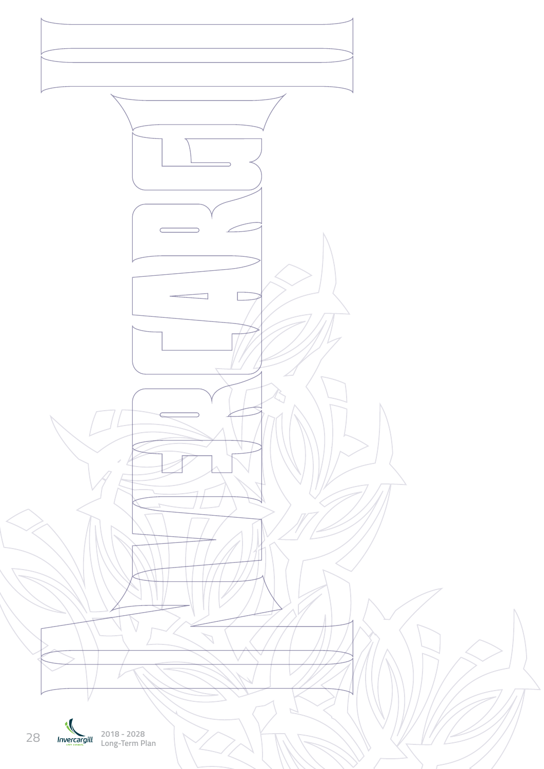INVERCARGILL